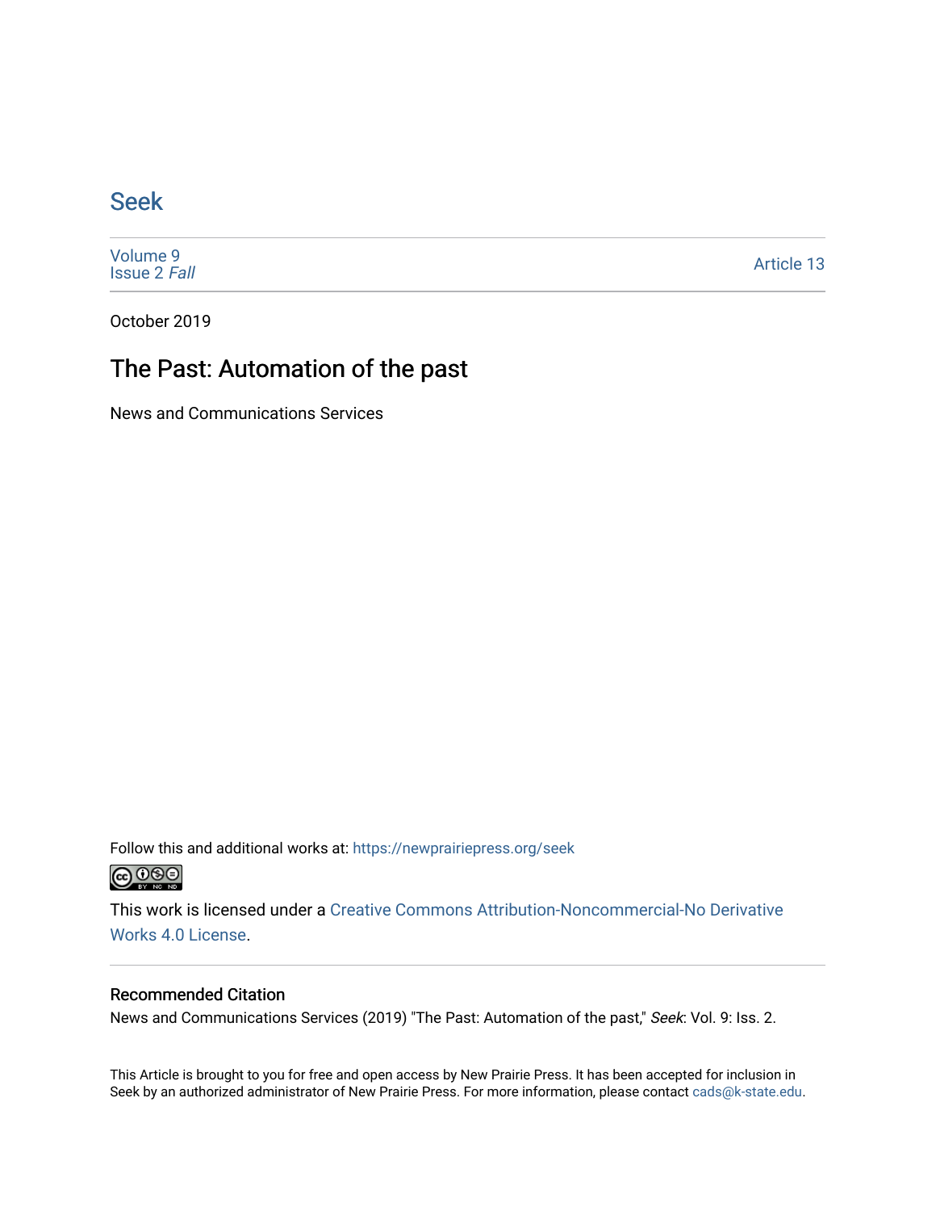# Seek

Volume 9
Issue 2 *Fall*

Article 13

October 2019

## The Past: Automation of the past

News and Communications Services

Follow this and additional works at: https://newprairiepress.org/seek

This work is licensed under a Creative Commons Attribution-Noncommercial-No Derivative Works 4.0 License.

### Recommended Citation

News and Communications Services (2019) "The Past: Automation of the past," *Seek*: Vol. 9: Iss. 2.

This Article is brought to you for free and open access by New Prairie Press. It has been accepted for inclusion in Seek by an authorized administrator of New Prairie Press. For more information, please contact cads@k-state.edu.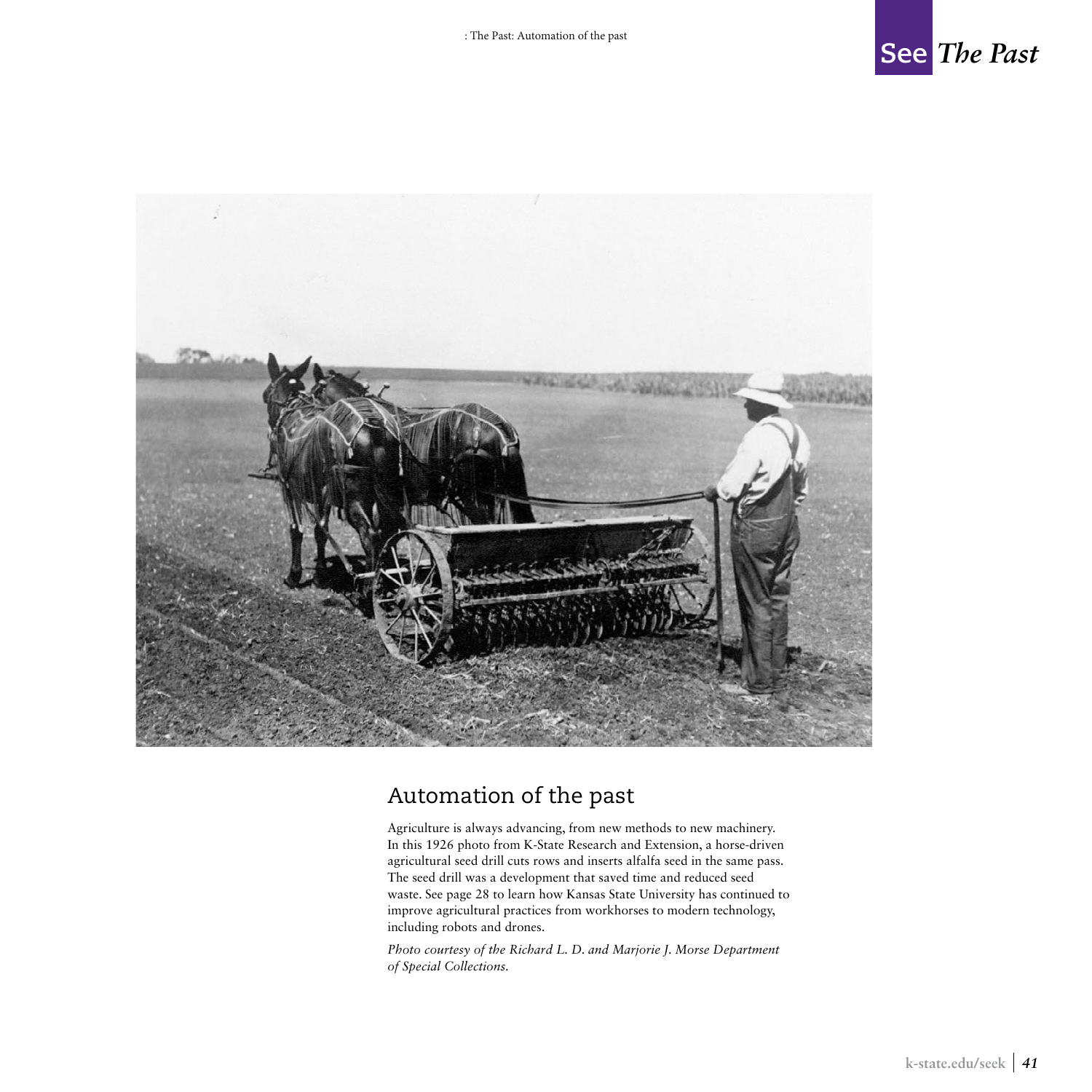## Automation of the past

Agriculture is always advancing, from new methods to new machinery. In this 1926 photo from K-State Research and Extension, a horse-driven agricultural seed drill cuts rows and inserts alfalfa seed in the same pass. The seed drill was a development that saved time and reduced seed waste. See page 28 to learn how Kansas State University has continued to improve agricultural practices from workhorses to modern technology, including robots and drones.

*Photo courtesy of the Richard L. D. and Marjorie J. Morse Department of Special Collections.*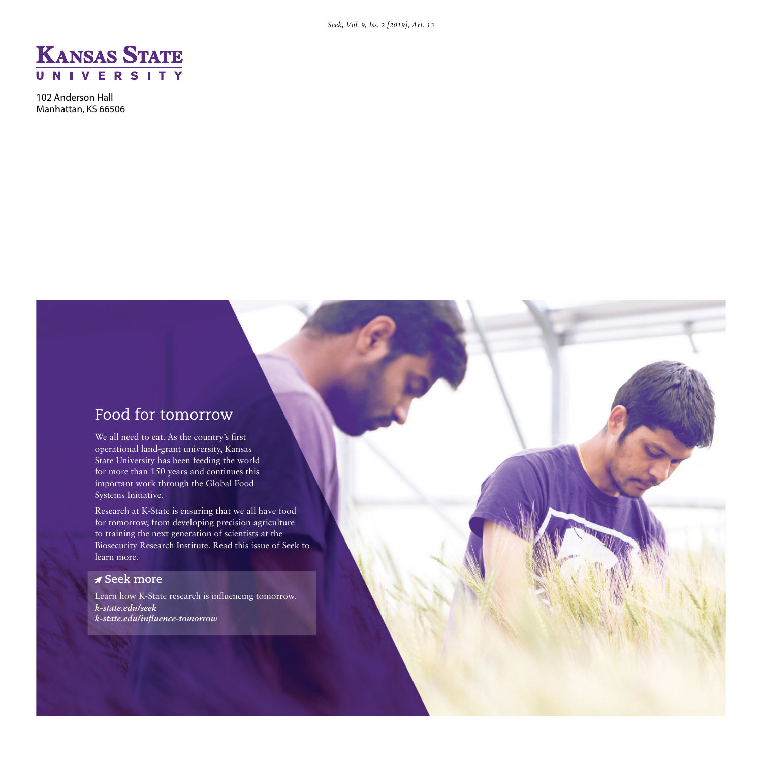**Kansas State University**

102 Anderson Hall
Manhattan, KS 66506

## Food for tomorrow

We all need to eat. As the country's first operational land-grant university, Kansas State University has been feeding the world for more than 150 years and continues this important work through the Global Food Systems Initiative.

Research at K-State is ensuring that we all have food for tomorrow, from developing precision agriculture to training the next generation of scientists at the Biosecurity Research Institute. Read this issue of Seek to learn more.

### Seek more

Learn how K-State research is influencing tomorrow.
*k-state.edu/seek*
*k-state.edu/influence-tomorrow*